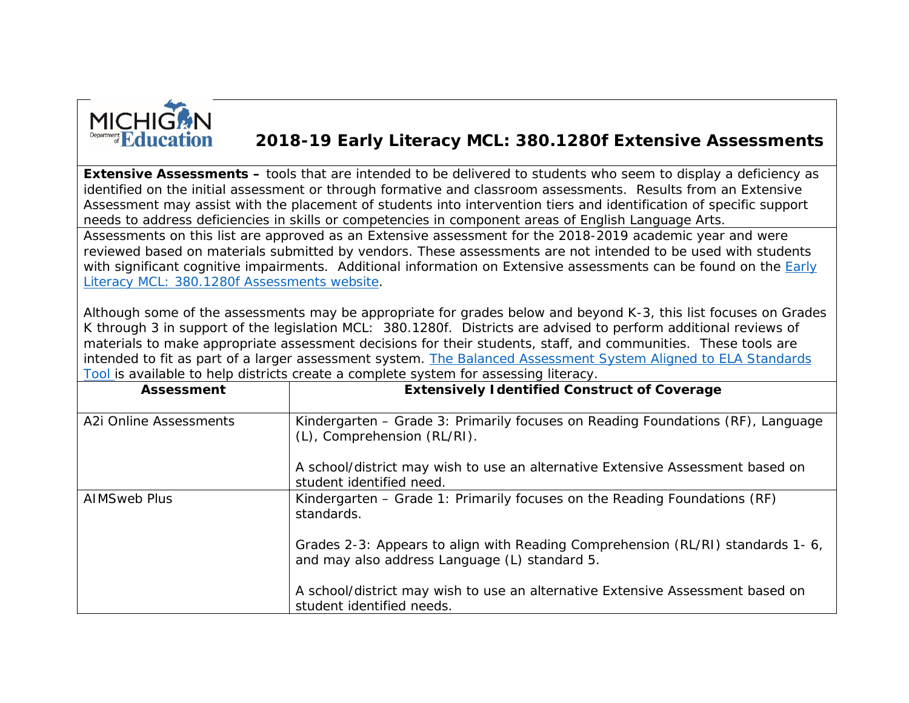# 2018-19 Early Literacy MCL: 380.1280f Extensive Assessments

**Extensive Assessments –** tools that are intended to be delivered to students who seem to display a deficiency as identified on the initial assessment or through formative and classroom assessments. Results from an Extensive Assessment may assist with the placement of students into intervention tiers and identification of specific support needs to address deficiencies in skills or competencies in component areas of English Language Arts.

Assessments on this list are approved as an Extensive assessment for the 2018-2019 academic year and were reviewed based on materials submitted by vendors. These assessments are not intended to be used with students with significant cognitive impairments. Additional information on Extensive assessments can be found on the [Early Literacy MCL: 380.1280f Assessments website](#).

Although some of the assessments may be appropriate for grades below and beyond K-3, this list focuses on Grades K through 3 in support of the legislation MCL: 380.1280f. Districts are advised to perform additional reviews of materials to make appropriate assessment decisions for their students, staff, and communities. These tools are intended to fit as part of a larger assessment system. [The Balanced Assessment System Aligned to ELA Standards Tool](#) is available to help districts create a complete system for assessing literacy.

| Assessment | Extensively Identified Construct of Coverage |
|---|---|
| A2i Online Assessments | Kindergarten – Grade 3: Primarily focuses on Reading Foundations (RF), Language (L), Comprehension (RL/RI).<br><br>A school/district may wish to use an alternative Extensive Assessment based on student identified need. |
| AIMSweb Plus | Kindergarten – Grade 1: Primarily focuses on the Reading Foundations (RF) standards.<br><br>Grades 2-3: Appears to align with Reading Comprehension (RL/RI) standards 1- 6, and may also address Language (L) standard 5.<br><br>A school/district may wish to use an alternative Extensive Assessment based on student identified needs. |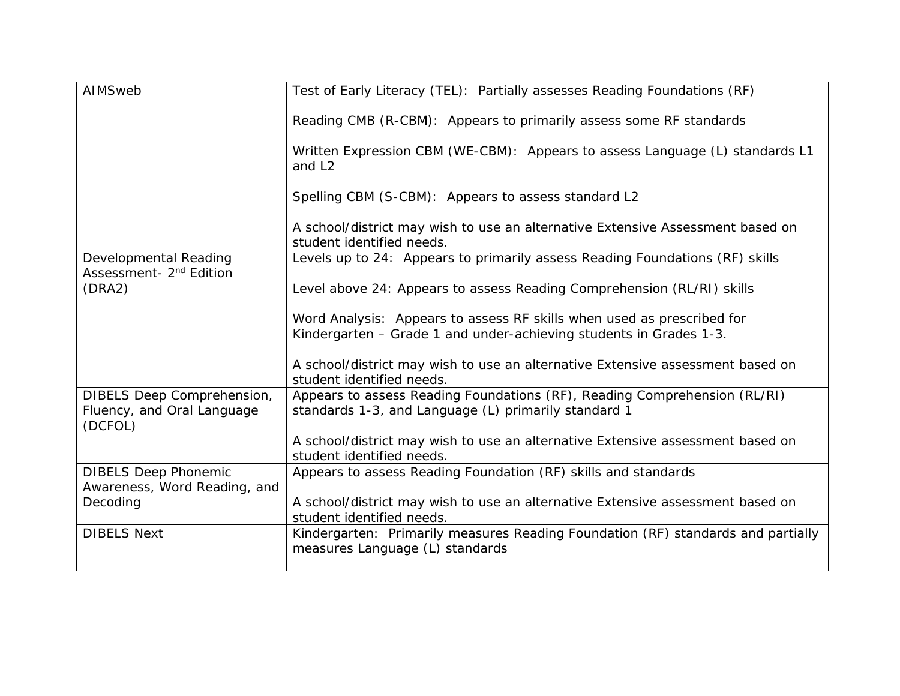| | |
|---|---|
| AIMSweb | Test of Early Literacy (TEL): Partially assesses Reading Foundations (RF)<br><br>Reading CMB (R-CBM): Appears to primarily assess some RF standards<br><br>Written Expression CBM (WE-CBM): Appears to assess Language (L) standards L1 and L2<br><br>Spelling CBM (S-CBM): Appears to assess standard L2<br><br>A school/district may wish to use an alternative Extensive Assessment based on student identified needs. |
| Developmental Reading Assessment- 2nd Edition (DRA2) | Levels up to 24: Appears to primarily assess Reading Foundations (RF) skills<br><br>Level above 24: Appears to assess Reading Comprehension (RL/RI) skills<br><br>Word Analysis: Appears to assess RF skills when used as prescribed for Kindergarten – Grade 1 and under-achieving students in Grades 1-3.<br><br>A school/district may wish to use an alternative Extensive assessment based on student identified needs. |
| DIBELS Deep Comprehension, Fluency, and Oral Language (DCFOL) | Appears to assess Reading Foundations (RF), Reading Comprehension (RL/RI) standards 1-3, and Language (L) primarily standard 1<br><br>A school/district may wish to use an alternative Extensive assessment based on student identified needs. |
| DIBELS Deep Phonemic Awareness, Word Reading, and Decoding | Appears to assess Reading Foundation (RF) skills and standards<br><br>A school/district may wish to use an alternative Extensive assessment based on student identified needs. |
| DIBELS Next | Kindergarten: Primarily measures Reading Foundation (RF) standards and partially measures Language (L) standards |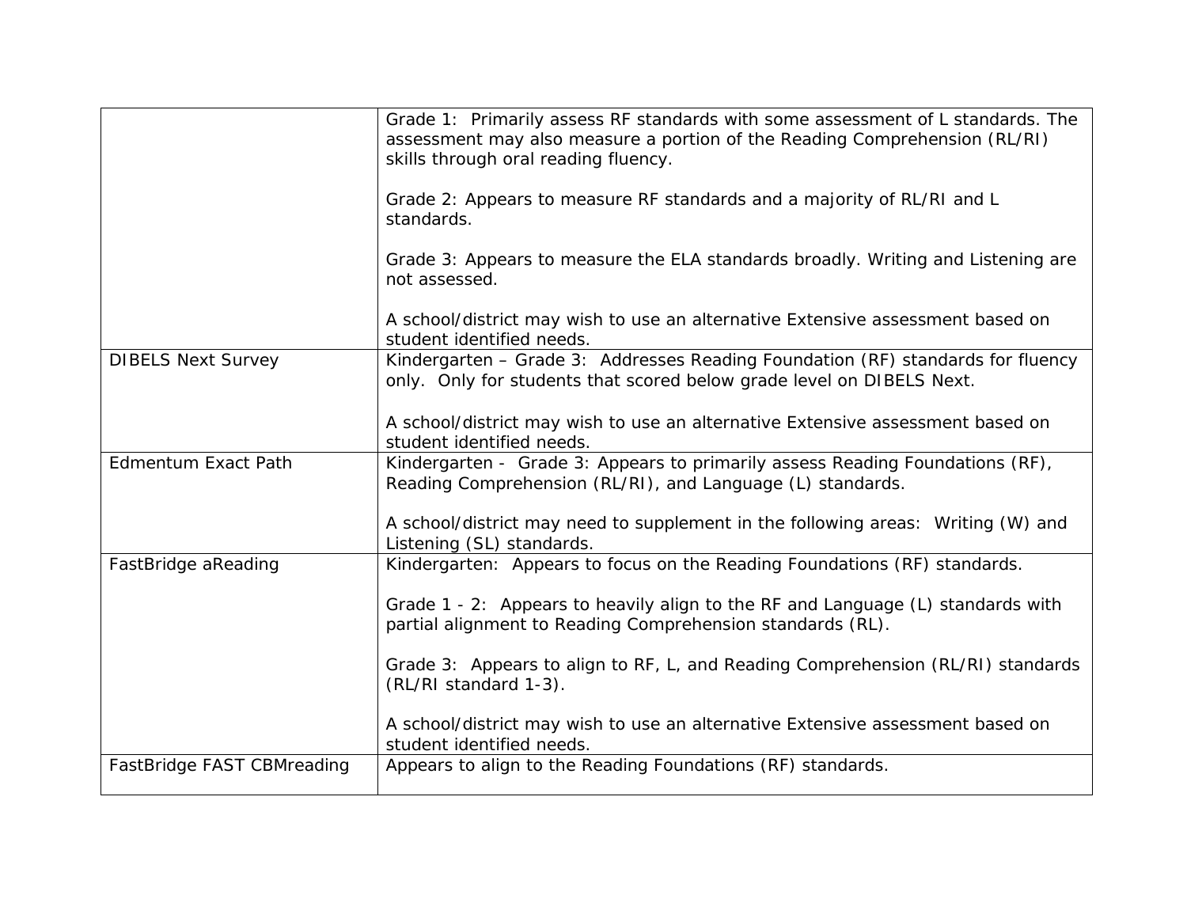| | |
|---|---|
| | Grade 1: Primarily assess RF standards with some assessment of L standards. The assessment may also measure a portion of the Reading Comprehension (RL/RI) skills through oral reading fluency.<br><br>Grade 2: Appears to measure RF standards and a majority of RL/RI and L standards.<br><br>Grade 3: Appears to measure the ELA standards broadly. Writing and Listening are not assessed.<br><br>A school/district may wish to use an alternative Extensive assessment based on student identified needs. |
| DIBELS Next Survey | Kindergarten – Grade 3: Addresses Reading Foundation (RF) standards for fluency only. Only for students that scored below grade level on DIBELS Next.<br><br>A school/district may wish to use an alternative Extensive assessment based on student identified needs. |
| Edmentum Exact Path | Kindergarten - Grade 3: Appears to primarily assess Reading Foundations (RF), Reading Comprehension (RL/RI), and Language (L) standards.<br><br>A school/district may need to supplement in the following areas: Writing (W) and Listening (SL) standards. |
| FastBridge aReading | Kindergarten: Appears to focus on the Reading Foundations (RF) standards.<br><br>Grade 1 - 2: Appears to heavily align to the RF and Language (L) standards with partial alignment to Reading Comprehension standards (RL).<br><br>Grade 3: Appears to align to RF, L, and Reading Comprehension (RL/RI) standards (RL/RI standard 1-3).<br><br>A school/district may wish to use an alternative Extensive assessment based on student identified needs. |
| FastBridge FAST CBMreading | Appears to align to the Reading Foundations (RF) standards. |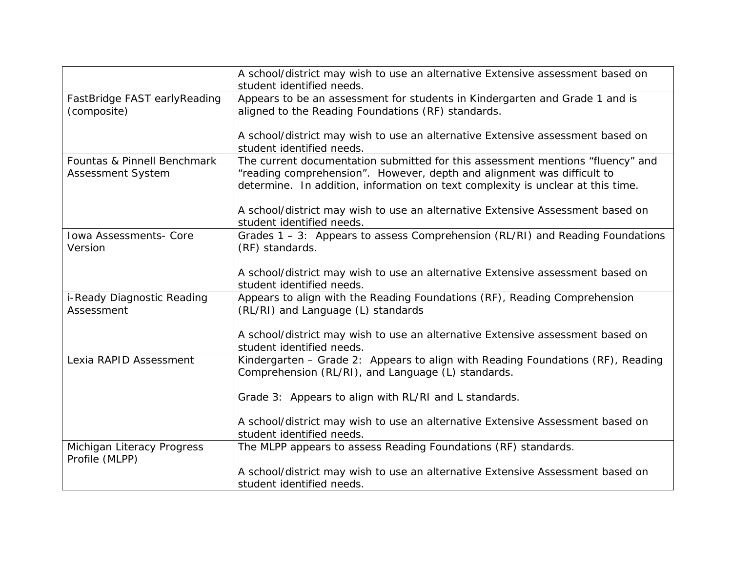| | |
|---|---|
| | A school/district may wish to use an alternative Extensive assessment based on student identified needs. |
| FastBridge FAST earlyReading (composite) | Appears to be an assessment for students in Kindergarten and Grade 1 and is aligned to the Reading Foundations (RF) standards.<br><br>A school/district may wish to use an alternative Extensive assessment based on student identified needs. |
| Fountas & Pinnell Benchmark Assessment System | The current documentation submitted for this assessment mentions "fluency" and "reading comprehension". However, depth and alignment was difficult to determine. In addition, information on text complexity is unclear at this time.<br><br>A school/district may wish to use an alternative Extensive Assessment based on student identified needs. |
| Iowa Assessments- Core Version | Grades 1 – 3: Appears to assess Comprehension (RL/RI) and Reading Foundations (RF) standards.<br><br>A school/district may wish to use an alternative Extensive assessment based on student identified needs. |
| i-Ready Diagnostic Reading Assessment | Appears to align with the Reading Foundations (RF), Reading Comprehension (RL/RI) and Language (L) standards<br><br>A school/district may wish to use an alternative Extensive assessment based on student identified needs. |
| Lexia RAPID Assessment | Kindergarten – Grade 2: Appears to align with Reading Foundations (RF), Reading Comprehension (RL/RI), and Language (L) standards.<br><br>Grade 3: Appears to align with RL/RI and L standards.<br><br>A school/district may wish to use an alternative Extensive Assessment based on student identified needs. |
| Michigan Literacy Progress Profile (MLPP) | The MLPP appears to assess Reading Foundations (RF) standards.<br><br>A school/district may wish to use an alternative Extensive Assessment based on student identified needs. |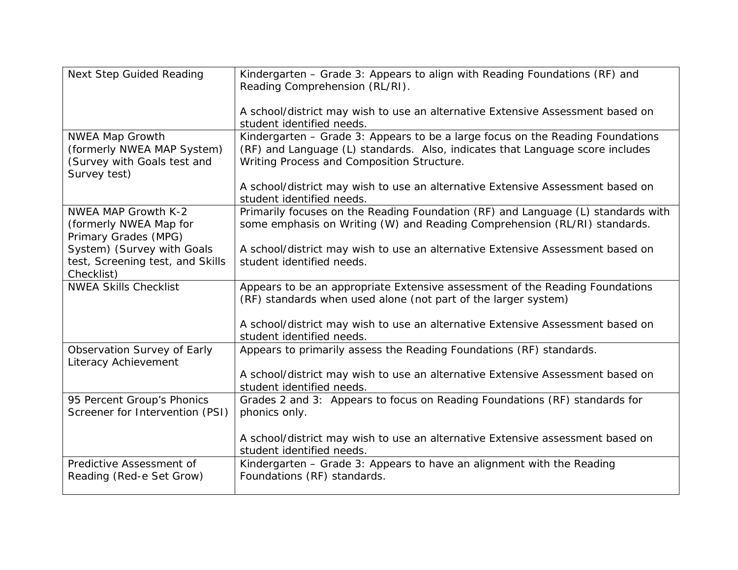| | |
|---|---|
| Next Step Guided Reading | Kindergarten – Grade 3: Appears to align with Reading Foundations (RF) and Reading Comprehension (RL/RI).<br><br>A school/district may wish to use an alternative Extensive Assessment based on student identified needs. |
| NWEA Map Growth (formerly NWEA MAP System) (Survey with Goals test and Survey test) | Kindergarten – Grade 3: Appears to be a large focus on the Reading Foundations (RF) and Language (L) standards. Also, indicates that Language score includes Writing Process and Composition Structure.<br><br>A school/district may wish to use an alternative Extensive Assessment based on student identified needs. |
| NWEA MAP Growth K-2 (formerly NWEA Map for Primary Grades (MPG) System) (Survey with Goals test, Screening test, and Skills Checklist) | Primarily focuses on the Reading Foundation (RF) and Language (L) standards with some emphasis on Writing (W) and Reading Comprehension (RL/RI) standards.<br><br>A school/district may wish to use an alternative Extensive Assessment based on student identified needs. |
| NWEA Skills Checklist | Appears to be an appropriate Extensive assessment of the Reading Foundations (RF) standards when used alone (not part of the larger system)<br><br>A school/district may wish to use an alternative Extensive Assessment based on student identified needs. |
| Observation Survey of Early Literacy Achievement | Appears to primarily assess the Reading Foundations (RF) standards.<br><br>A school/district may wish to use an alternative Extensive Assessment based on student identified needs. |
| 95 Percent Group's Phonics Screener for Intervention (PSI) | Grades 2 and 3: Appears to focus on Reading Foundations (RF) standards for phonics only.<br><br>A school/district may wish to use an alternative Extensive assessment based on student identified needs. |
| Predictive Assessment of Reading (Red-e Set Grow) | Kindergarten – Grade 3: Appears to have an alignment with the Reading Foundations (RF) standards. |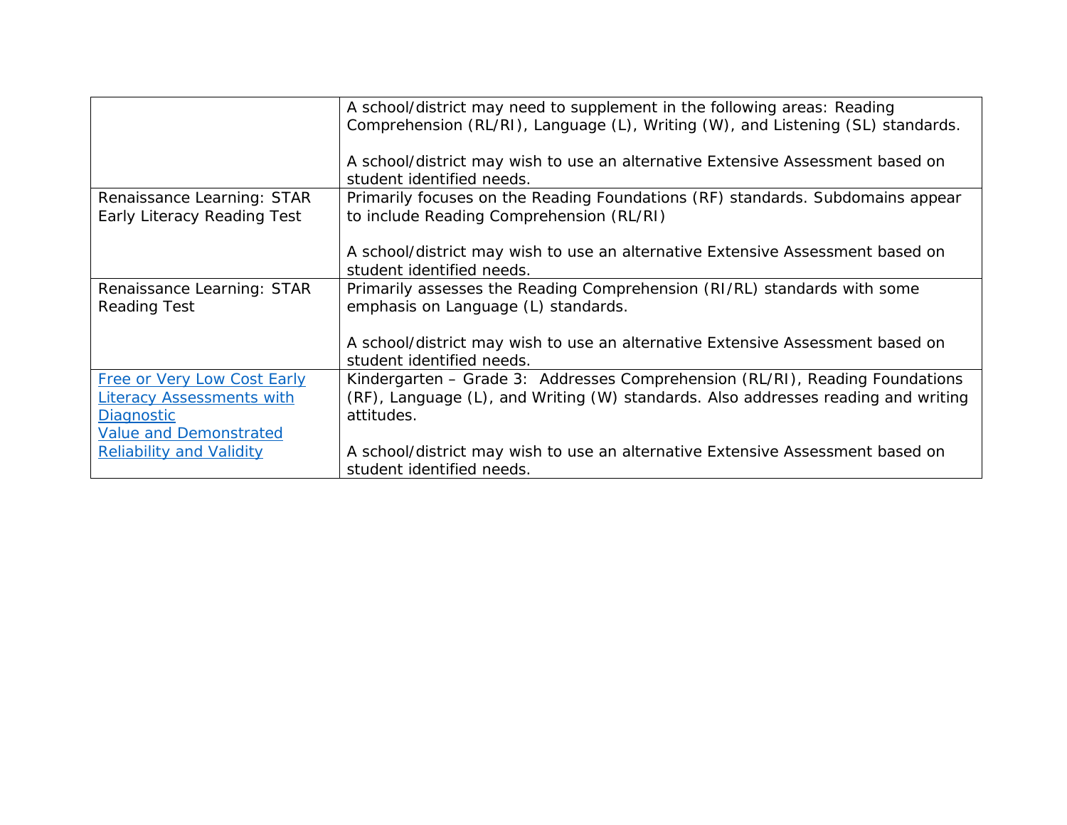| | |
|---|---|
| | A school/district may need to supplement in the following areas: Reading Comprehension (RL/RI), Language (L), Writing (W), and Listening (SL) standards.<br><br>A school/district may wish to use an alternative Extensive Assessment based on student identified needs. |
| Renaissance Learning: STAR Early Literacy Reading Test | Primarily focuses on the Reading Foundations (RF) standards. Subdomains appear to include Reading Comprehension (RL/RI)<br><br>A school/district may wish to use an alternative Extensive Assessment based on student identified needs. |
| Renaissance Learning: STAR Reading Test | Primarily assesses the Reading Comprehension (RI/RL) standards with some emphasis on Language (L) standards.<br><br>A school/district may wish to use an alternative Extensive Assessment based on student identified needs. |
| [Free or Very Low Cost Early Literacy Assessments with Diagnostic Value and Demonstrated Reliability and Validity]() | Kindergarten – Grade 3: Addresses Comprehension (RL/RI), Reading Foundations (RF), Language (L), and Writing (W) standards. Also addresses reading and writing attitudes.<br><br>A school/district may wish to use an alternative Extensive Assessment based on student identified needs. |